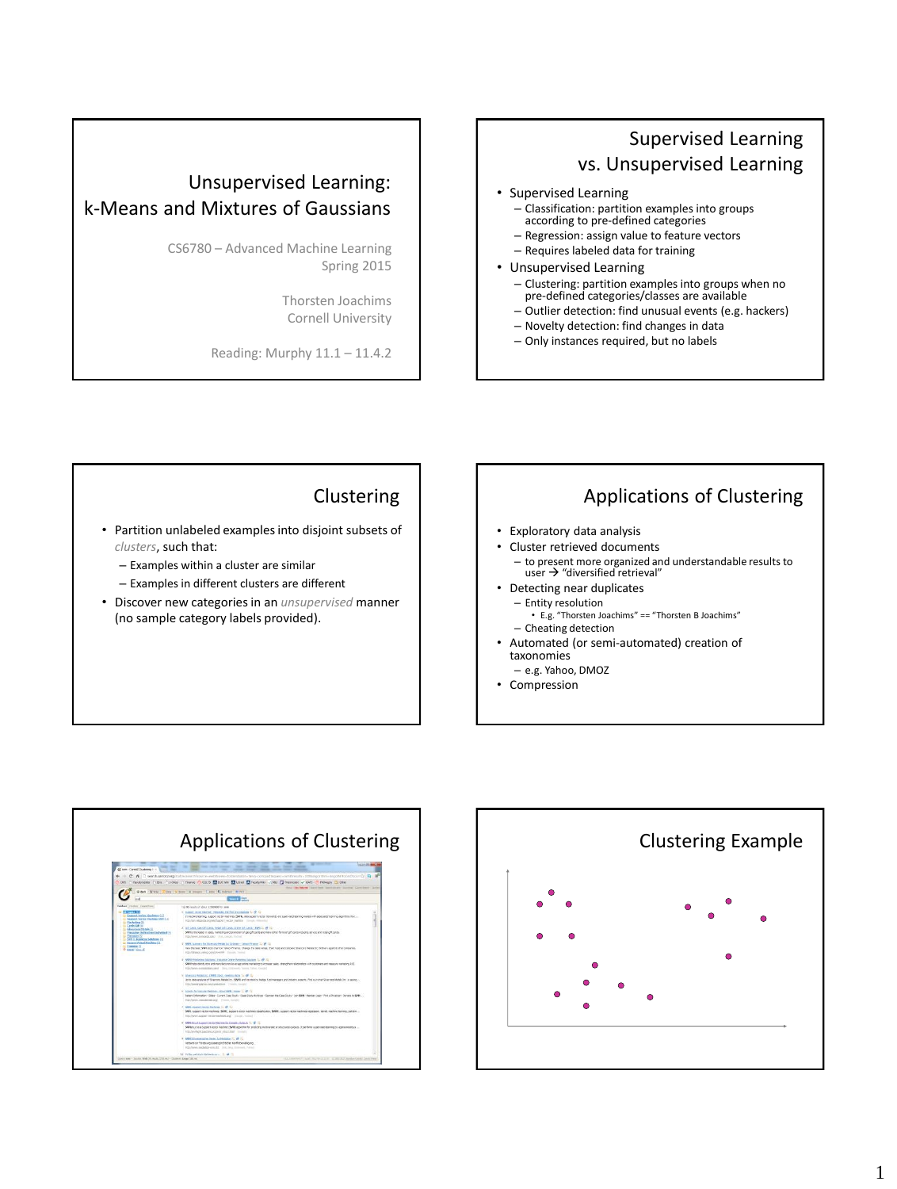# Unsupervised Learning: k-Means and Mixtures of Gaussians

CS6780 – Advanced Machine Learning
Spring 2015

Thorsten Joachims
Cornell University

Reading: Murphy 11.1 – 11.4.2

## Supervised Learning vs. Unsupervised Learning

- Supervised Learning
  - Classification: partition examples into groups according to pre-defined categories
  - Regression: assign value to feature vectors
  - Requires labeled data for training
- Unsupervised Learning
  - Clustering: partition examples into groups when no pre-defined categories/classes are available
  - Outlier detection: find unusual events (e.g. hackers)
  - Novelty detection: find changes in data
  - Only instances required, but no labels

## Clustering

- Partition unlabeled examples into disjoint subsets of *clusters*, such that:
  - Examples within a cluster are similar
  - Examples in different clusters are different
- Discover new categories in an *unsupervised* manner (no sample category labels provided).

## Applications of Clustering

- Exploratory data analysis
- Cluster retrieved documents
  - to present more organized and understandable results to user → "diversified retrieval"
- Detecting near duplicates
  - Entity resolution
    - E.g. "Thorsten Joachims" == "Thorsten B Joachims"
  - Cheating detection
- Automated (or semi-automated) creation of taxonomies
  - e.g. Yahoo, DMOZ
- Compression

## Applications of Clustering

## Clustering Example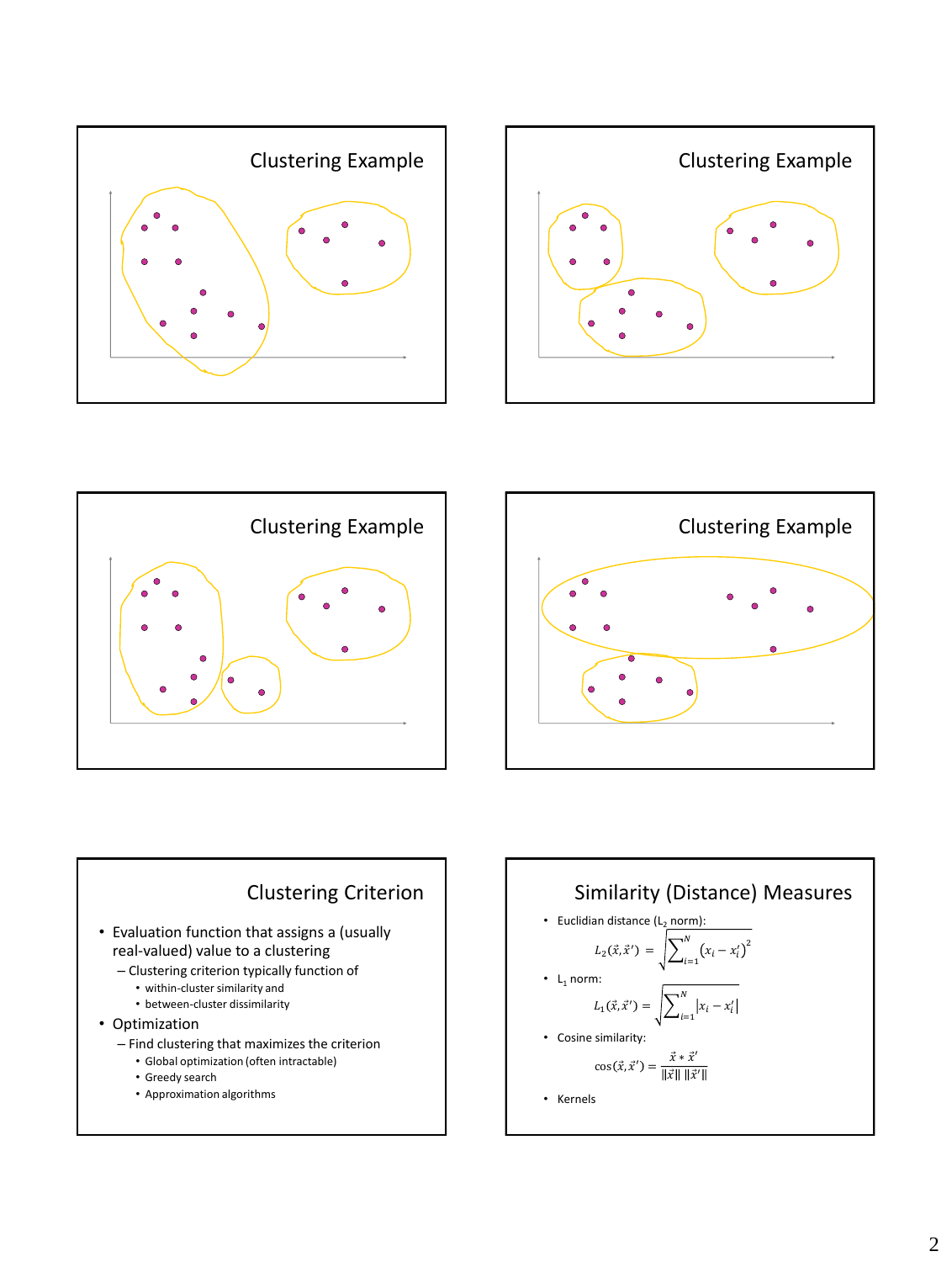## Clustering Example

## Clustering Example

## Clustering Example

## Clustering Example

## Clustering Criterion

- Evaluation function that assigns a (usually real-valued) value to a clustering
  - Clustering criterion typically function of
    - within-cluster similarity and
    - between-cluster dissimilarity
- Optimization
  - Find clustering that maximizes the criterion
    - Global optimization (often intractable)
    - Greedy search
    - Approximation algorithms

## Similarity (Distance) Measures

- Euclidian distance ($L_2$ norm):

$$L_2(\vec{x}, \vec{x}') = \sqrt{\sum_{i=1}^{N} (x_i - x_i')^2}$$

- $L_1$ norm:

$$L_1(\vec{x}, \vec{x}') = \sqrt{\sum_{i=1}^{N} |x_i - x_i'|}$$

- Cosine similarity:

$$\cos(\vec{x}, \vec{x}') = \frac{\vec{x} * \vec{x}'}{\|\vec{x}\| \, \|\vec{x}'\|}$$

- Kernels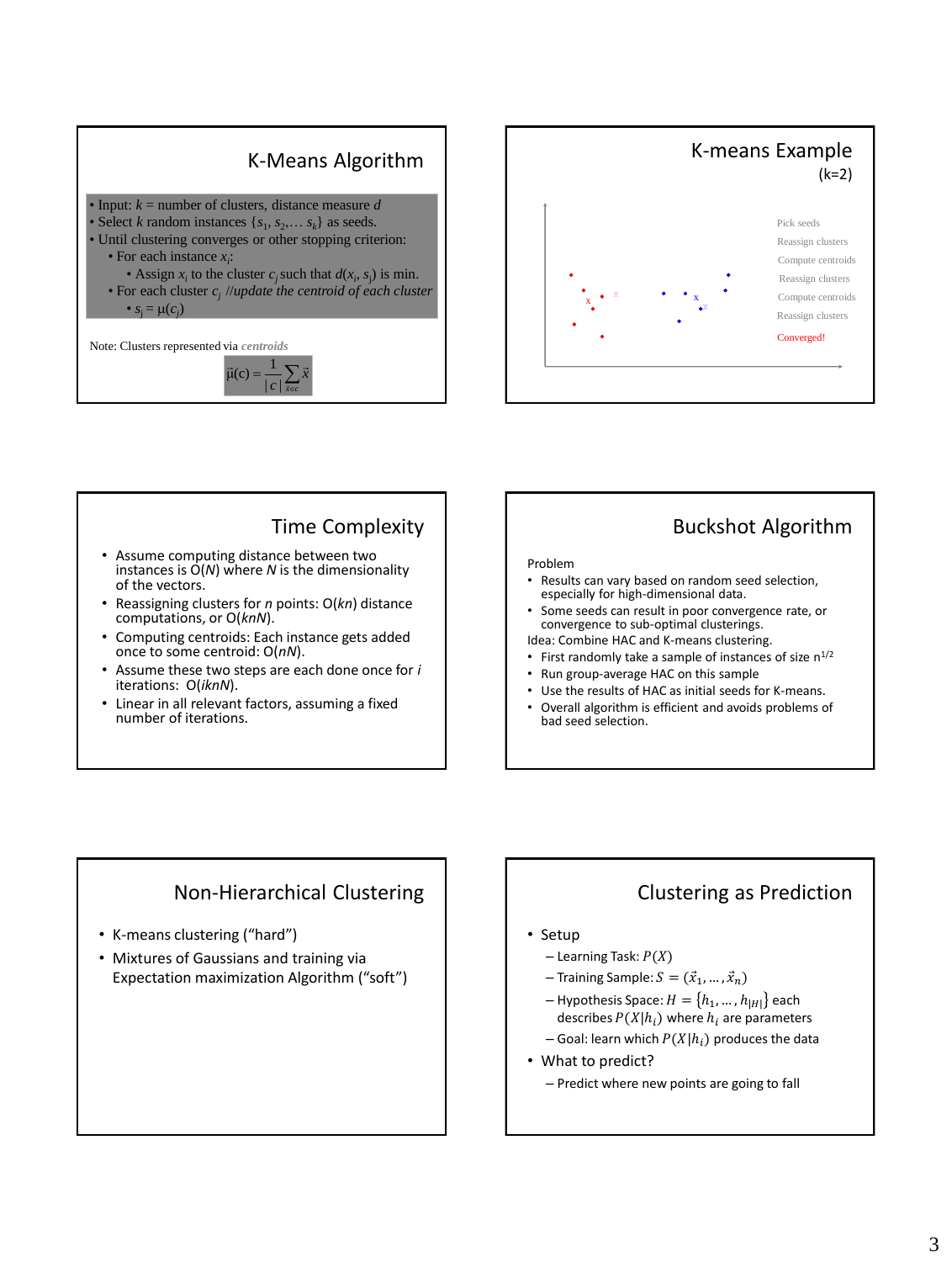## K-Means Algorithm

- Input: $k$ = number of clusters, distance measure $d$
- Select $k$ random instances $\{s_1, s_2, \ldots s_k\}$ as seeds.
- Until clustering converges or other stopping criterion:
  - For each instance $x_i$:
    - Assign $x_i$ to the cluster $c_j$ such that $d(x_i, s_j)$ is min.
  - For each cluster $c_j$ *//update the centroid of each cluster*
    - $s_j = \mu(c_j)$

Note: Clusters represented via *centroids*

$$\vec{\mu}(c) = \frac{1}{|c|}\sum_{\vec{x} \in c} \vec{x}$$

## K-means Example

(k=2)

Pick seeds

Reassign clusters

Compute centroids

Reassign clusters

Compute centroids

Reassign clusters

Converged!

## Time Complexity

- Assume computing distance between two instances is $O(N)$ where $N$ is the dimensionality of the vectors.
- Reassigning clusters for $n$ points: $O(kn)$ distance computations, or $O(knN)$.
- Computing centroids: Each instance gets added once to some centroid: $O(nN)$.
- Assume these two steps are each done once for $i$ iterations: $O(iknN)$.
- Linear in all relevant factors, assuming a fixed number of iterations.

## Buckshot Algorithm

Problem

- Results can vary based on random seed selection, especially for high-dimensional data.
- Some seeds can result in poor convergence rate, or convergence to sub-optimal clusterings.

Idea: Combine HAC and K-means clustering.

- First randomly take a sample of instances of size $n^{1/2}$
- Run group-average HAC on this sample
- Use the results of HAC as initial seeds for K-means.
- Overall algorithm is efficient and avoids problems of bad seed selection.

## Non-Hierarchical Clustering

- K-means clustering ("hard")
- Mixtures of Gaussians and training via Expectation maximization Algorithm ("soft")

## Clustering as Prediction

- Setup
  - Learning Task: $P(X)$
  - Training Sample: $S = (\vec{x}_1, \ldots, \vec{x}_n)$
  - Hypothesis Space: $H = \{h_1, \ldots, h_{|H|}\}$ each describes $P(X|h_i)$ where $h_i$ are parameters
  - Goal: learn which $P(X|h_i)$ produces the data
- What to predict?
  - Predict where new points are going to fall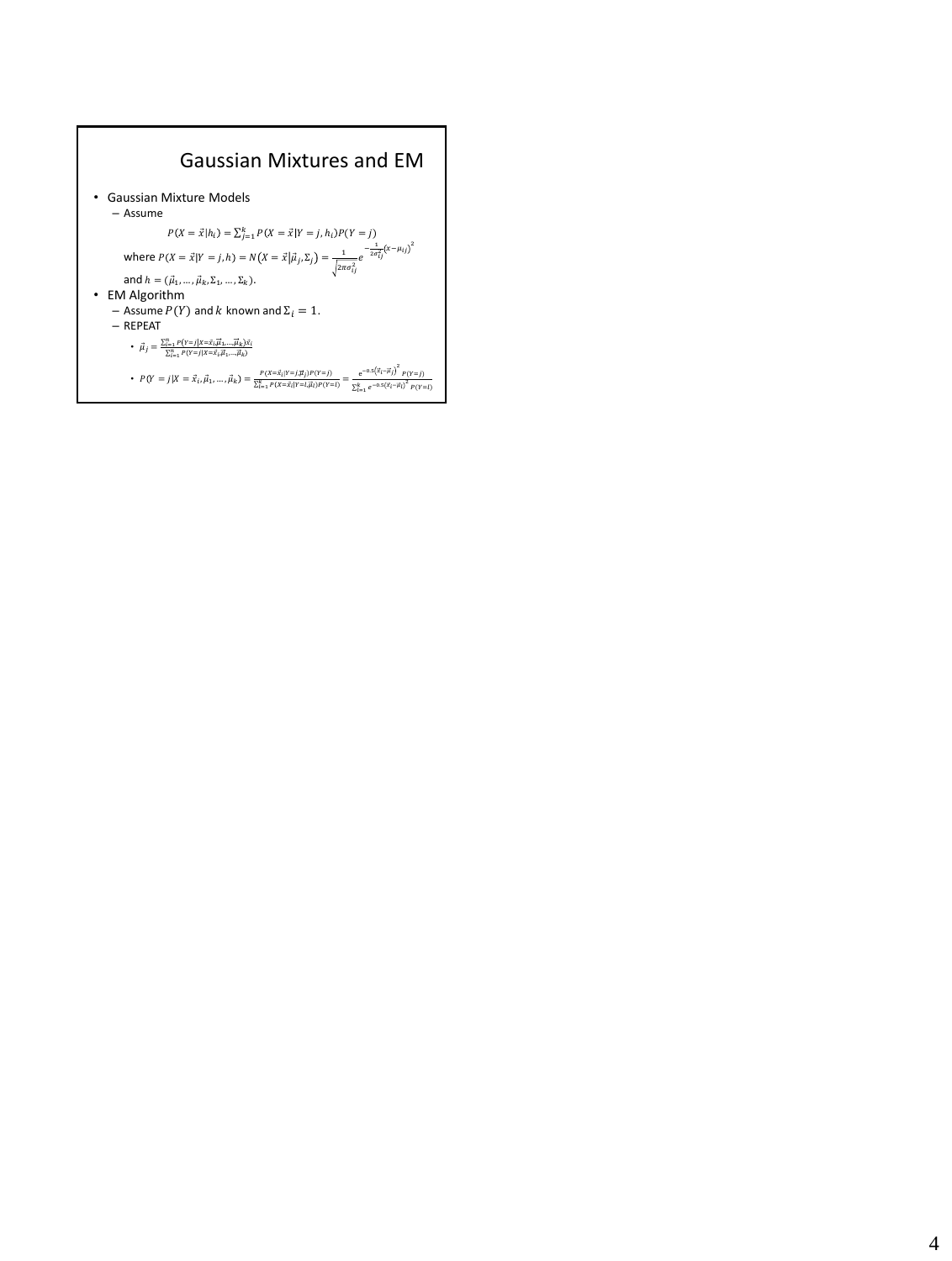# Gaussian Mixtures and EM

- Gaussian Mixture Models
  - Assume

$$P(X = \vec{x}|h_i) = \sum_{j=1}^{k} P(X = \vec{x}|Y = j, h_i)P(Y = j)$$

where $P(X = \vec{x}|Y = j, h) = N(X = \vec{x}|\vec{\mu}_j, \Sigma_j) = \frac{1}{\sqrt{2\pi\sigma_{ij}^2}} e^{-\frac{1}{2\sigma_{ij}^2}(x-\mu_{ij})^2}$

and $h = (\vec{\mu}_1, \dots, \vec{\mu}_k, \Sigma_1, \dots, \Sigma_k)$.

- EM Algorithm
  - Assume $P(Y)$ and $k$ known and $\Sigma_i = 1$.
  - REPEAT
    - $\vec{\mu}_j = \frac{\sum_{i=1}^{n} P(Y=j|X=\vec{x}_i, \vec{\mu}_1, \dots, \vec{\mu}_k)\vec{x}_i}{\sum_{i=1}^{n} P(Y=j|X=\vec{x}_i, \vec{\mu}_1, \dots, \vec{\mu}_k)}$
    - $P(Y = j|X = \vec{x}_i, \vec{\mu}_1, \dots, \vec{\mu}_k) = \frac{P(X=\vec{x}_i|Y=j, \vec{\mu}_j)P(Y=j)}{\sum_{l=1}^{k} P(X=\vec{x}_i|Y=l, \vec{\mu}_l)P(Y=l)} = \frac{e^{-0.5(\vec{x}_i - \vec{\mu}_j)^2} P(Y=j)}{\sum_{l=1}^{k} e^{-0.5(\vec{x}_i - \vec{\mu}_l)^2} P(Y=l)}$